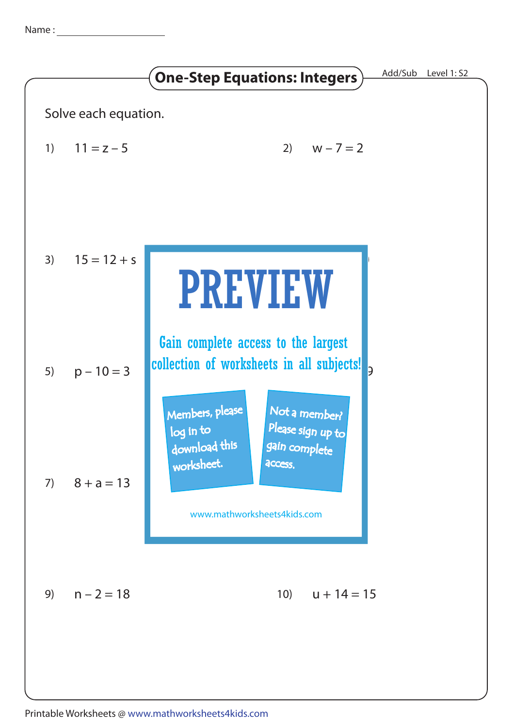Name : ____________________

# One-Step Equations: Integers

Add/Sub Level 1: S2

Solve each equation.

1) $11 = z - 5$

2) $w - 7 = 2$

3) $15 = 12 + s$

PREVIEW

Gain complete access to the largest collection of worksheets in all subjects!

Members, please log in to download this worksheet.

Not a member? Please sign up to gain complete access.

www.mathworksheets4kids.com

5) $p - 10 = 3$

7) $8 + a = 13$

9) $n - 2 = 18$

10) $u + 14 = 15$

Printable Worksheets @ www.mathworksheets4kids.com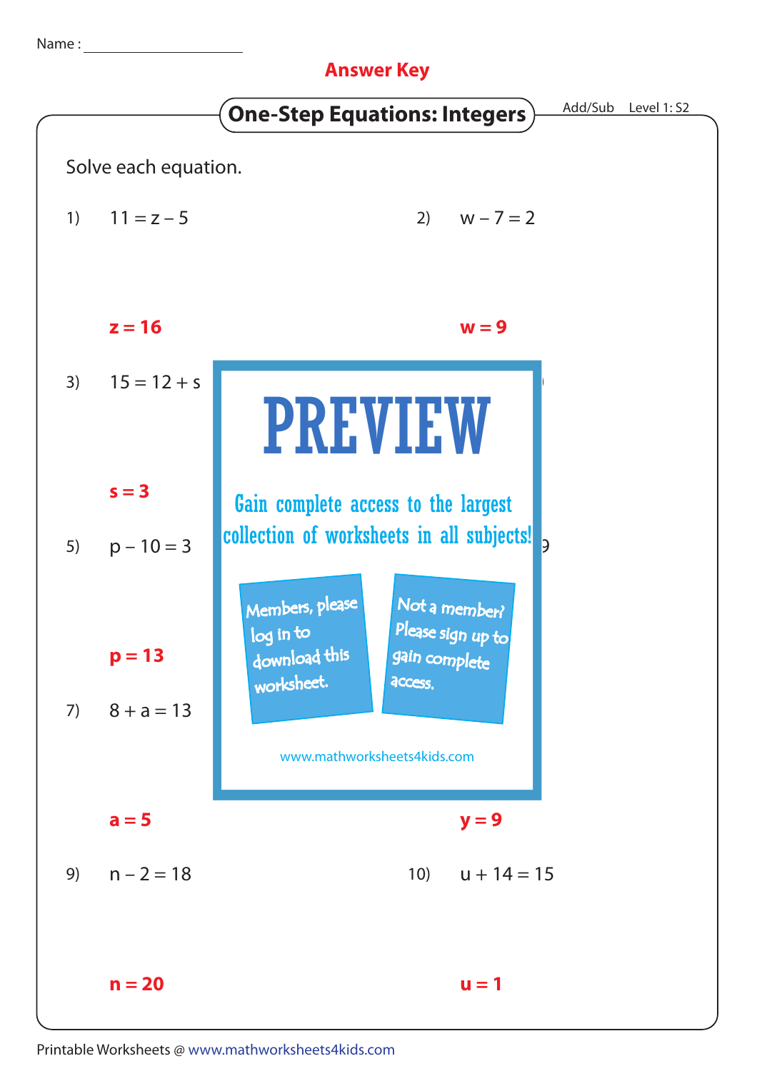Name : ____________________

**Answer Key**

# One-Step Equations: Integers

Add/Sub Level 1: S2

Solve each equation.

1) $11 = z - 5$

**$z = 16$**

2) $w - 7 = 2$

**$w = 9$**

3) $15 = 12 + s$

**$s = 3$**

PREVIEW

Gain complete access to the largest collection of worksheets in all subjects!

Members, please log in to download this worksheet.

Not a member? Please sign up to gain complete access.

www.mathworksheets4kids.com

5) $p - 10 = 3$

**$p = 13$**

7) $8 + a = 13$

**$a = 5$**

**$y = 9$**

9) $n - 2 = 18$

**$n = 20$**

10) $u + 14 = 15$

**$u = 1$**

Printable Worksheets @ www.mathworksheets4kids.com